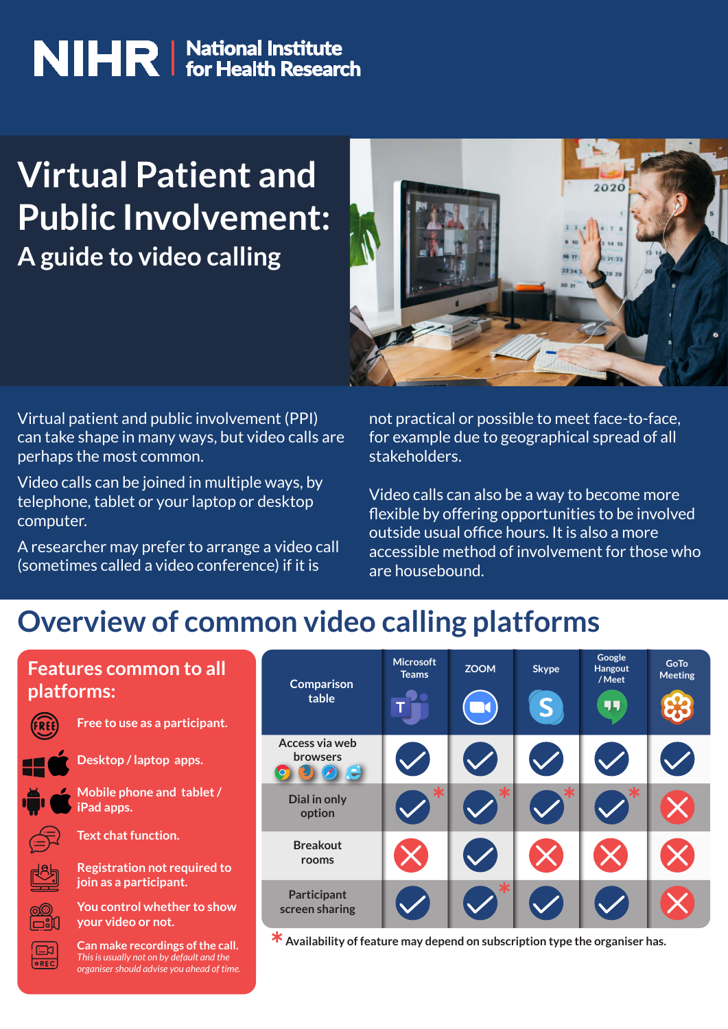NIHR | National Institute for Health Research

# Virtual Patient and Public Involvement:

## A guide to video calling

Virtual patient and public involvement (PPI) can take shape in many ways, but video calls are perhaps the most common.

Video calls can be joined in multiple ways, by telephone, tablet or your laptop or desktop computer.

A researcher may prefer to arrange a video call (sometimes called a video conference) if it is not practical or possible to meet face-to-face, for example due to geographical spread of all stakeholders.

Video calls can also be a way to become more flexible by offering opportunities to be involved outside usual office hours. It is also a more accessible method of involvement for those who are housebound.

## Overview of common video calling platforms

### Features common to all platforms:

- Free to use as a participant.
- Desktop / laptop apps.
- Mobile phone and tablet / iPad apps.
- Text chat function.
- Registration not required to join as a participant.
- You control whether to show your video or not.
- Can make recordings of the call. *This is usually not on by default and the organiser should advise you ahead of time.*

| Comparison table | Microsoft Teams | ZOOM | Skype | Google Hangout / Meet | GoTo Meeting |
|---|---|---|---|---|---|
| Access via web browsers | ✓ | ✓ | ✓ | ✓ | ✓ |
| Dial in only option | ✓* | ✓* | ✓* | ✓* | ✗ |
| Breakout rooms | ✗ | ✓ | ✗ | ✗ | ✗ |
| Participant screen sharing | ✓ | ✓* | ✓ | ✓ | ✗ |

\* Availability of feature may depend on subscription type the organiser has.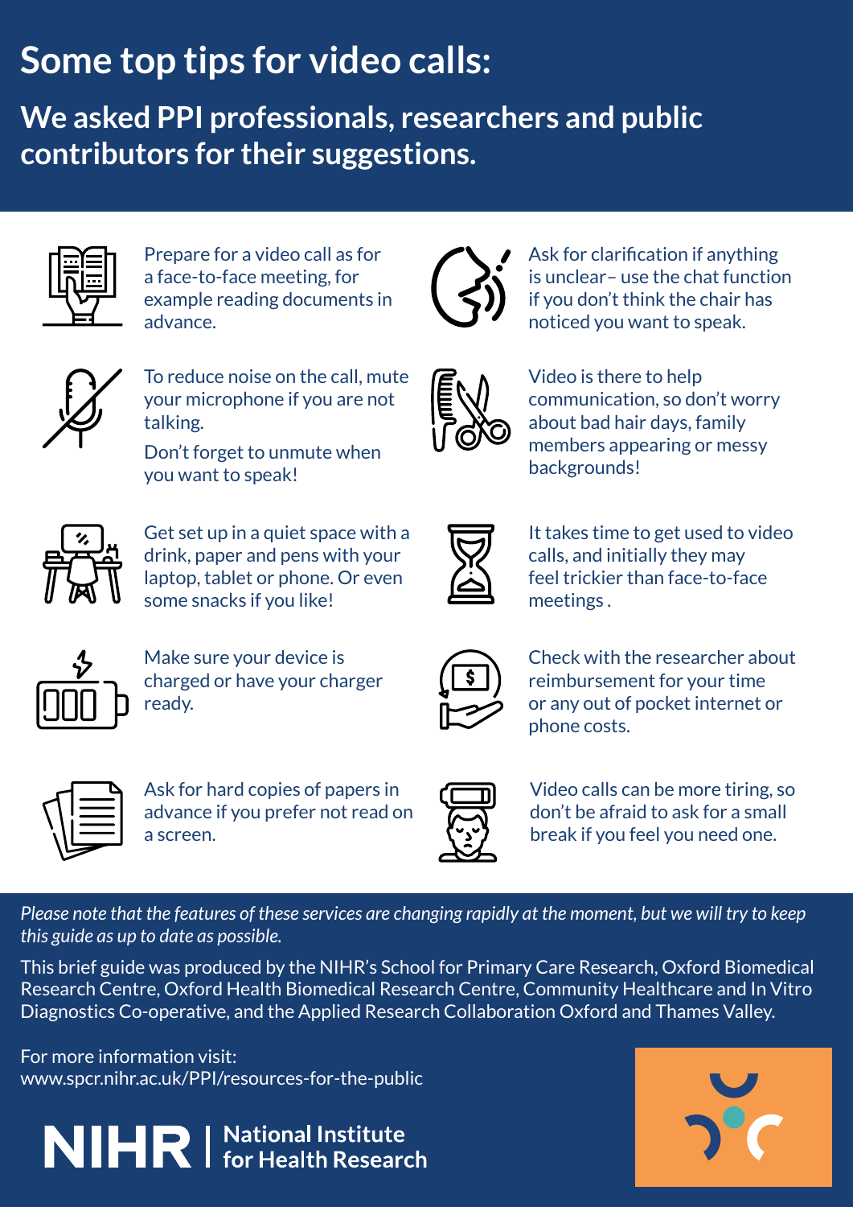# Some top tips for video calls:

## We asked PPI professionals, researchers and public contributors for their suggestions.

- Prepare for a video call as for a face-to-face meeting, for example reading documents in advance.
- To reduce noise on the call, mute your microphone if you are not talking.
  Don't forget to unmute when you want to speak!
- Get set up in a quiet space with a drink, paper and pens with your laptop, tablet or phone. Or even some snacks if you like!
- Make sure your device is charged or have your charger ready.
- Ask for hard copies of papers in advance if you prefer not read on a screen.
- Ask for clarification if anything is unclear– use the chat function if you don't think the chair has noticed you want to speak.
- Video is there to help communication, so don't worry about bad hair days, family members appearing or messy backgrounds!
- It takes time to get used to video calls, and initially they may feel trickier than face-to-face meetings .
- Check with the researcher about reimbursement for your time or any out of pocket internet or phone costs.
- Video calls can be more tiring, so don't be afraid to ask for a small break if you feel you need one.

*Please note that the features of these services are changing rapidly at the moment, but we will try to keep this guide as up to date as possible.*

This brief guide was produced by the NIHR's School for Primary Care Research, Oxford Biomedical Research Centre, Oxford Health Biomedical Research Centre, Community Healthcare and In Vitro Diagnostics Co-operative, and the Applied Research Collaboration Oxford and Thames Valley.

For more information visit:
www.spcr.nihr.ac.uk/PPI/resources-for-the-public

NIHR | National Institute for Health Research